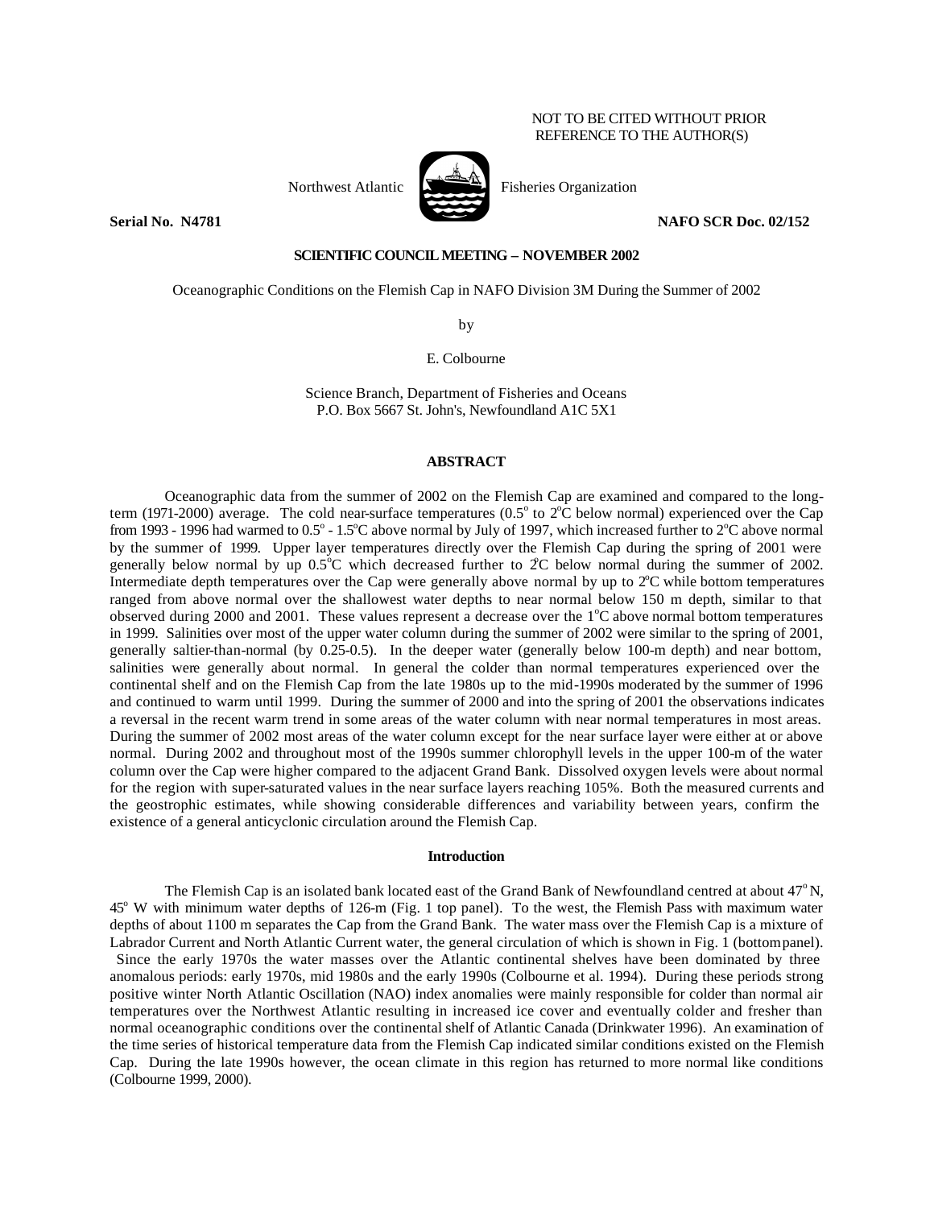NOT TO BE CITED WITHOUT PRIOR REFERENCE TO THE AUTHOR(S)

Northwest Atlantic Fisheries Organization

**Serial No. N4781** **NAFO SCR Doc. 02/152**

**SCIENTIFIC COUNCIL MEETING – NOVEMBER 2002**

Oceanographic Conditions on the Flemish Cap in NAFO Division 3M During the Summer of 2002

by

E. Colbourne

Science Branch, Department of Fisheries and Oceans
P.O. Box 5667 St. John's, Newfoundland A1C 5X1

## ABSTRACT

Oceanographic data from the summer of 2002 on the Flemish Cap are examined and compared to the long-term (1971-2000) average. The cold near-surface temperatures (0.5° to 2°C below normal) experienced over the Cap from 1993 - 1996 had warmed to 0.5° - 1.5°C above normal by July of 1997, which increased further to 2°C above normal by the summer of 1999. Upper layer temperatures directly over the Flemish Cap during the spring of 2001 were generally below normal by up 0.5°C which decreased further to 2°C below normal during the summer of 2002. Intermediate depth temperatures over the Cap were generally above normal by up to 2°C while bottom temperatures ranged from above normal over the shallowest water depths to near normal below 150 m depth, similar to that observed during 2000 and 2001. These values represent a decrease over the 1°C above normal bottom temperatures in 1999. Salinities over most of the upper water column during the summer of 2002 were similar to the spring of 2001, generally saltier-than-normal (by 0.25-0.5). In the deeper water (generally below 100-m depth) and near bottom, salinities were generally about normal. In general the colder than normal temperatures experienced over the continental shelf and on the Flemish Cap from the late 1980s up to the mid-1990s moderated by the summer of 1996 and continued to warm until 1999. During the summer of 2000 and into the spring of 2001 the observations indicates a reversal in the recent warm trend in some areas of the water column with near normal temperatures in most areas. During the summer of 2002 most areas of the water column except for the near surface layer were either at or above normal. During 2002 and throughout most of the 1990s summer chlorophyll levels in the upper 100-m of the water column over the Cap were higher compared to the adjacent Grand Bank. Dissolved oxygen levels were about normal for the region with super-saturated values in the near surface layers reaching 105%. Both the measured currents and the geostrophic estimates, while showing considerable differences and variability between years, confirm the existence of a general anticyclonic circulation around the Flemish Cap.

## Introduction

The Flemish Cap is an isolated bank located east of the Grand Bank of Newfoundland centred at about 47° N, 45° W with minimum water depths of 126-m (Fig. 1 top panel). To the west, the Flemish Pass with maximum water depths of about 1100 m separates the Cap from the Grand Bank. The water mass over the Flemish Cap is a mixture of Labrador Current and North Atlantic Current water, the general circulation of which is shown in Fig. 1 (bottom panel). Since the early 1970s the water masses over the Atlantic continental shelves have been dominated by three anomalous periods: early 1970s, mid 1980s and the early 1990s (Colbourne et al. 1994). During these periods strong positive winter North Atlantic Oscillation (NAO) index anomalies were mainly responsible for colder than normal air temperatures over the Northwest Atlantic resulting in increased ice cover and eventually colder and fresher than normal oceanographic conditions over the continental shelf of Atlantic Canada (Drinkwater 1996). An examination of the time series of historical temperature data from the Flemish Cap indicated similar conditions existed on the Flemish Cap. During the late 1990s however, the ocean climate in this region has returned to more normal like conditions (Colbourne 1999, 2000).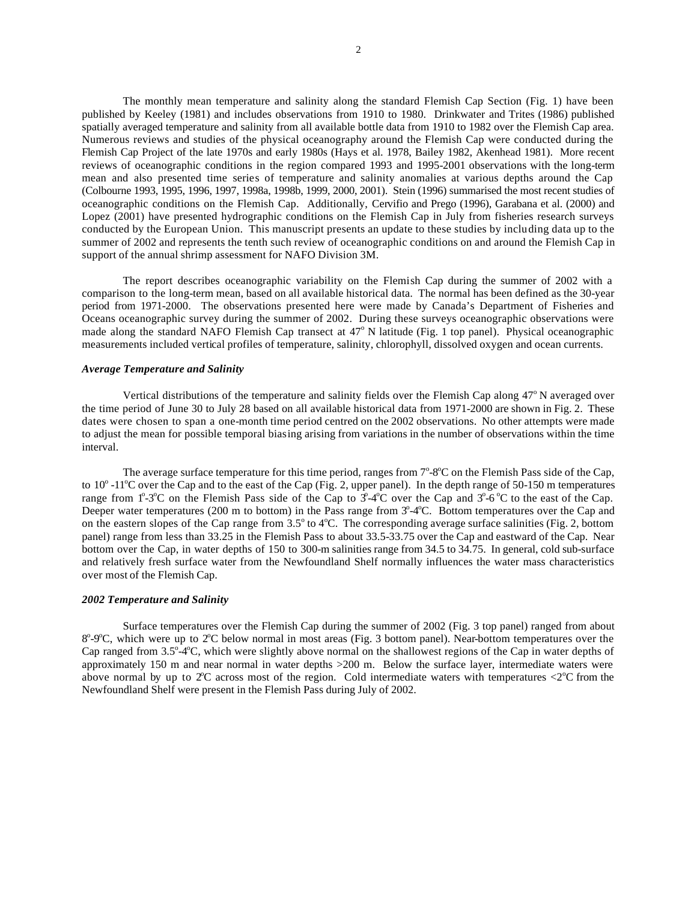The monthly mean temperature and salinity along the standard Flemish Cap Section (Fig. 1) have been published by Keeley (1981) and includes observations from 1910 to 1980. Drinkwater and Trites (1986) published spatially averaged temperature and salinity from all available bottle data from 1910 to 1982 over the Flemish Cap area. Numerous reviews and studies of the physical oceanography around the Flemish Cap were conducted during the Flemish Cap Project of the late 1970s and early 1980s (Hays et al. 1978, Bailey 1982, Akenhead 1981). More recent reviews of oceanographic conditions in the region compared 1993 and 1995-2001 observations with the long-term mean and also presented time series of temperature and salinity anomalies at various depths around the Cap (Colbourne 1993, 1995, 1996, 1997, 1998a, 1998b, 1999, 2000, 2001). Stein (1996) summarised the most recent studies of oceanographic conditions on the Flemish Cap. Additionally, Cervifio and Prego (1996), Garabana et al. (2000) and Lopez (2001) have presented hydrographic conditions on the Flemish Cap in July from fisheries research surveys conducted by the European Union. This manuscript presents an update to these studies by including data up to the summer of 2002 and represents the tenth such review of oceanographic conditions on and around the Flemish Cap in support of the annual shrimp assessment for NAFO Division 3M.

The report describes oceanographic variability on the Flemish Cap during the summer of 2002 with a comparison to the long-term mean, based on all available historical data. The normal has been defined as the 30-year period from 1971-2000. The observations presented here were made by Canada's Department of Fisheries and Oceans oceanographic survey during the summer of 2002. During these surveys oceanographic observations were made along the standard NAFO Flemish Cap transect at 47° N latitude (Fig. 1 top panel). Physical oceanographic measurements included vertical profiles of temperature, salinity, chlorophyll, dissolved oxygen and ocean currents.

### *Average Temperature and Salinity*

Vertical distributions of the temperature and salinity fields over the Flemish Cap along 47° N averaged over the time period of June 30 to July 28 based on all available historical data from 1971-2000 are shown in Fig. 2. These dates were chosen to span a one-month time period centred on the 2002 observations. No other attempts were made to adjust the mean for possible temporal biasing arising from variations in the number of observations within the time interval.

The average surface temperature for this time period, ranges from 7°-8°C on the Flemish Pass side of the Cap, to 10° -11°C over the Cap and to the east of the Cap (Fig. 2, upper panel). In the depth range of 50-150 m temperatures range from 1°-3°C on the Flemish Pass side of the Cap to 3°-4°C over the Cap and 3°-6 °C to the east of the Cap. Deeper water temperatures (200 m to bottom) in the Pass range from 3°-4°C. Bottom temperatures over the Cap and on the eastern slopes of the Cap range from 3.5° to 4°C. The corresponding average surface salinities (Fig. 2, bottom panel) range from less than 33.25 in the Flemish Pass to about 33.5-33.75 over the Cap and eastward of the Cap. Near bottom over the Cap, in water depths of 150 to 300-m salinities range from 34.5 to 34.75. In general, cold sub-surface and relatively fresh surface water from the Newfoundland Shelf normally influences the water mass characteristics over most of the Flemish Cap.

### *2002 Temperature and Salinity*

Surface temperatures over the Flemish Cap during the summer of 2002 (Fig. 3 top panel) ranged from about 8°-9°C, which were up to 2°C below normal in most areas (Fig. 3 bottom panel). Near-bottom temperatures over the Cap ranged from 3.5°-4°C, which were slightly above normal on the shallowest regions of the Cap in water depths of approximately 150 m and near normal in water depths >200 m. Below the surface layer, intermediate waters were above normal by up to 2°C across most of the region. Cold intermediate waters with temperatures <2°C from the Newfoundland Shelf were present in the Flemish Pass during July of 2002.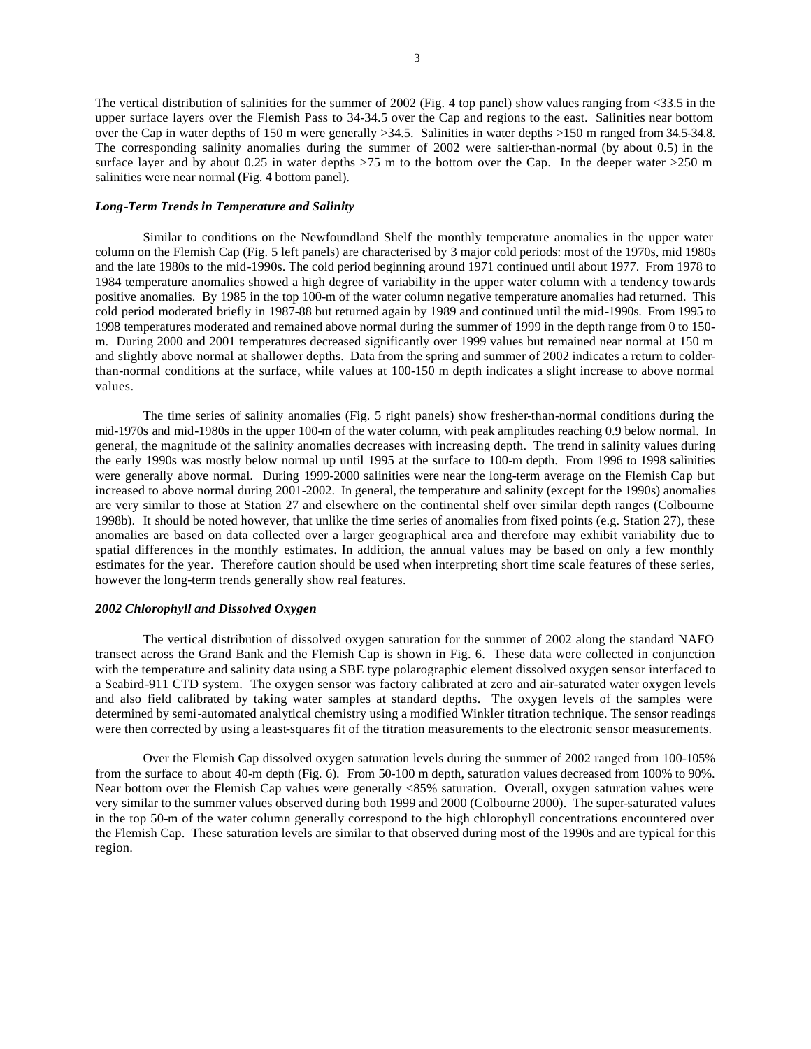The vertical distribution of salinities for the summer of 2002 (Fig. 4 top panel) show values ranging from <33.5 in the upper surface layers over the Flemish Pass to 34-34.5 over the Cap and regions to the east. Salinities near bottom over the Cap in water depths of 150 m were generally >34.5. Salinities in water depths >150 m ranged from 34.5-34.8. The corresponding salinity anomalies during the summer of 2002 were saltier-than-normal (by about 0.5) in the surface layer and by about 0.25 in water depths >75 m to the bottom over the Cap. In the deeper water >250 m salinities were near normal (Fig. 4 bottom panel).

### *Long-Term Trends in Temperature and Salinity*

Similar to conditions on the Newfoundland Shelf the monthly temperature anomalies in the upper water column on the Flemish Cap (Fig. 5 left panels) are characterised by 3 major cold periods: most of the 1970s, mid 1980s and the late 1980s to the mid-1990s. The cold period beginning around 1971 continued until about 1977. From 1978 to 1984 temperature anomalies showed a high degree of variability in the upper water column with a tendency towards positive anomalies. By 1985 in the top 100-m of the water column negative temperature anomalies had returned. This cold period moderated briefly in 1987-88 but returned again by 1989 and continued until the mid-1990s. From 1995 to 1998 temperatures moderated and remained above normal during the summer of 1999 in the depth range from 0 to 150-m. During 2000 and 2001 temperatures decreased significantly over 1999 values but remained near normal at 150 m and slightly above normal at shallower depths. Data from the spring and summer of 2002 indicates a return to colder-than-normal conditions at the surface, while values at 100-150 m depth indicates a slight increase to above normal values.

The time series of salinity anomalies (Fig. 5 right panels) show fresher-than-normal conditions during the mid-1970s and mid-1980s in the upper 100-m of the water column, with peak amplitudes reaching 0.9 below normal. In general, the magnitude of the salinity anomalies decreases with increasing depth. The trend in salinity values during the early 1990s was mostly below normal up until 1995 at the surface to 100-m depth. From 1996 to 1998 salinities were generally above normal. During 1999-2000 salinities were near the long-term average on the Flemish Cap but increased to above normal during 2001-2002. In general, the temperature and salinity (except for the 1990s) anomalies are very similar to those at Station 27 and elsewhere on the continental shelf over similar depth ranges (Colbourne 1998b). It should be noted however, that unlike the time series of anomalies from fixed points (e.g. Station 27), these anomalies are based on data collected over a larger geographical area and therefore may exhibit variability due to spatial differences in the monthly estimates. In addition, the annual values may be based on only a few monthly estimates for the year. Therefore caution should be used when interpreting short time scale features of these series, however the long-term trends generally show real features.

### *2002 Chlorophyll and Dissolved Oxygen*

The vertical distribution of dissolved oxygen saturation for the summer of 2002 along the standard NAFO transect across the Grand Bank and the Flemish Cap is shown in Fig. 6. These data were collected in conjunction with the temperature and salinity data using a SBE type polarographic element dissolved oxygen sensor interfaced to a Seabird-911 CTD system. The oxygen sensor was factory calibrated at zero and air-saturated water oxygen levels and also field calibrated by taking water samples at standard depths. The oxygen levels of the samples were determined by semi-automated analytical chemistry using a modified Winkler titration technique. The sensor readings were then corrected by using a least-squares fit of the titration measurements to the electronic sensor measurements.

Over the Flemish Cap dissolved oxygen saturation levels during the summer of 2002 ranged from 100-105% from the surface to about 40-m depth (Fig. 6). From 50-100 m depth, saturation values decreased from 100% to 90%. Near bottom over the Flemish Cap values were generally <85% saturation. Overall, oxygen saturation values were very similar to the summer values observed during both 1999 and 2000 (Colbourne 2000). The super-saturated values in the top 50-m of the water column generally correspond to the high chlorophyll concentrations encountered over the Flemish Cap. These saturation levels are similar to that observed during most of the 1990s and are typical for this region.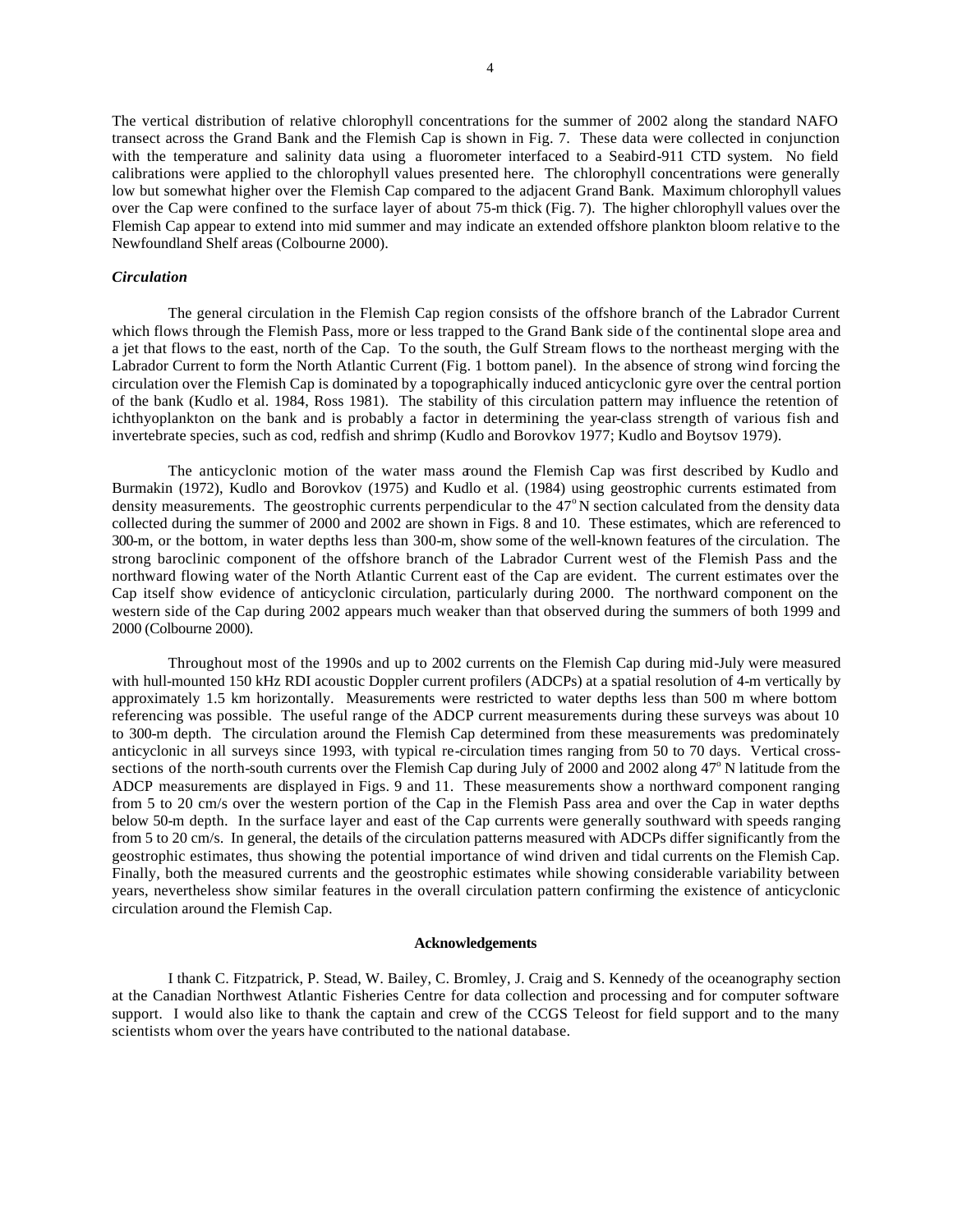The vertical distribution of relative chlorophyll concentrations for the summer of 2002 along the standard NAFO transect across the Grand Bank and the Flemish Cap is shown in Fig. 7. These data were collected in conjunction with the temperature and salinity data using a fluorometer interfaced to a Seabird-911 CTD system. No field calibrations were applied to the chlorophyll values presented here. The chlorophyll concentrations were generally low but somewhat higher over the Flemish Cap compared to the adjacent Grand Bank. Maximum chlorophyll values over the Cap were confined to the surface layer of about 75-m thick (Fig. 7). The higher chlorophyll values over the Flemish Cap appear to extend into mid summer and may indicate an extended offshore plankton bloom relative to the Newfoundland Shelf areas (Colbourne 2000).

### *Circulation*

The general circulation in the Flemish Cap region consists of the offshore branch of the Labrador Current which flows through the Flemish Pass, more or less trapped to the Grand Bank side of the continental slope area and a jet that flows to the east, north of the Cap. To the south, the Gulf Stream flows to the northeast merging with the Labrador Current to form the North Atlantic Current (Fig. 1 bottom panel). In the absence of strong wind forcing the circulation over the Flemish Cap is dominated by a topographically induced anticyclonic gyre over the central portion of the bank (Kudlo et al. 1984, Ross 1981). The stability of this circulation pattern may influence the retention of ichthyoplankton on the bank and is probably a factor in determining the year-class strength of various fish and invertebrate species, such as cod, redfish and shrimp (Kudlo and Borovkov 1977; Kudlo and Boytsov 1979).

The anticyclonic motion of the water mass around the Flemish Cap was first described by Kudlo and Burmakin (1972), Kudlo and Borovkov (1975) and Kudlo et al. (1984) using geostrophic currents estimated from density measurements. The geostrophic currents perpendicular to the 47$^{o}$ N section calculated from the density data collected during the summer of 2000 and 2002 are shown in Figs. 8 and 10. These estimates, which are referenced to 300-m, or the bottom, in water depths less than 300-m, show some of the well-known features of the circulation. The strong baroclinic component of the offshore branch of the Labrador Current west of the Flemish Pass and the northward flowing water of the North Atlantic Current east of the Cap are evident. The current estimates over the Cap itself show evidence of anticyclonic circulation, particularly during 2000. The northward component on the western side of the Cap during 2002 appears much weaker than that observed during the summers of both 1999 and 2000 (Colbourne 2000).

Throughout most of the 1990s and up to 2002 currents on the Flemish Cap during mid-July were measured with hull-mounted 150 kHz RDI acoustic Doppler current profilers (ADCPs) at a spatial resolution of 4-m vertically by approximately 1.5 km horizontally. Measurements were restricted to water depths less than 500 m where bottom referencing was possible. The useful range of the ADCP current measurements during these surveys was about 10 to 300-m depth. The circulation around the Flemish Cap determined from these measurements was predominately anticyclonic in all surveys since 1993, with typical re-circulation times ranging from 50 to 70 days. Vertical cross-sections of the north-south currents over the Flemish Cap during July of 2000 and 2002 along 47$^{o}$ N latitude from the ADCP measurements are displayed in Figs. 9 and 11. These measurements show a northward component ranging from 5 to 20 cm/s over the western portion of the Cap in the Flemish Pass area and over the Cap in water depths below 50-m depth. In the surface layer and east of the Cap currents were generally southward with speeds ranging from 5 to 20 cm/s. In general, the details of the circulation patterns measured with ADCPs differ significantly from the geostrophic estimates, thus showing the potential importance of wind driven and tidal currents on the Flemish Cap. Finally, both the measured currents and the geostrophic estimates while showing considerable variability between years, nevertheless show similar features in the overall circulation pattern confirming the existence of anticyclonic circulation around the Flemish Cap.

## Acknowledgements

I thank C. Fitzpatrick, P. Stead, W. Bailey, C. Bromley, J. Craig and S. Kennedy of the oceanography section at the Canadian Northwest Atlantic Fisheries Centre for data collection and processing and for computer software support. I would also like to thank the captain and crew of the CCGS Teleost for field support and to the many scientists whom over the years have contributed to the national database.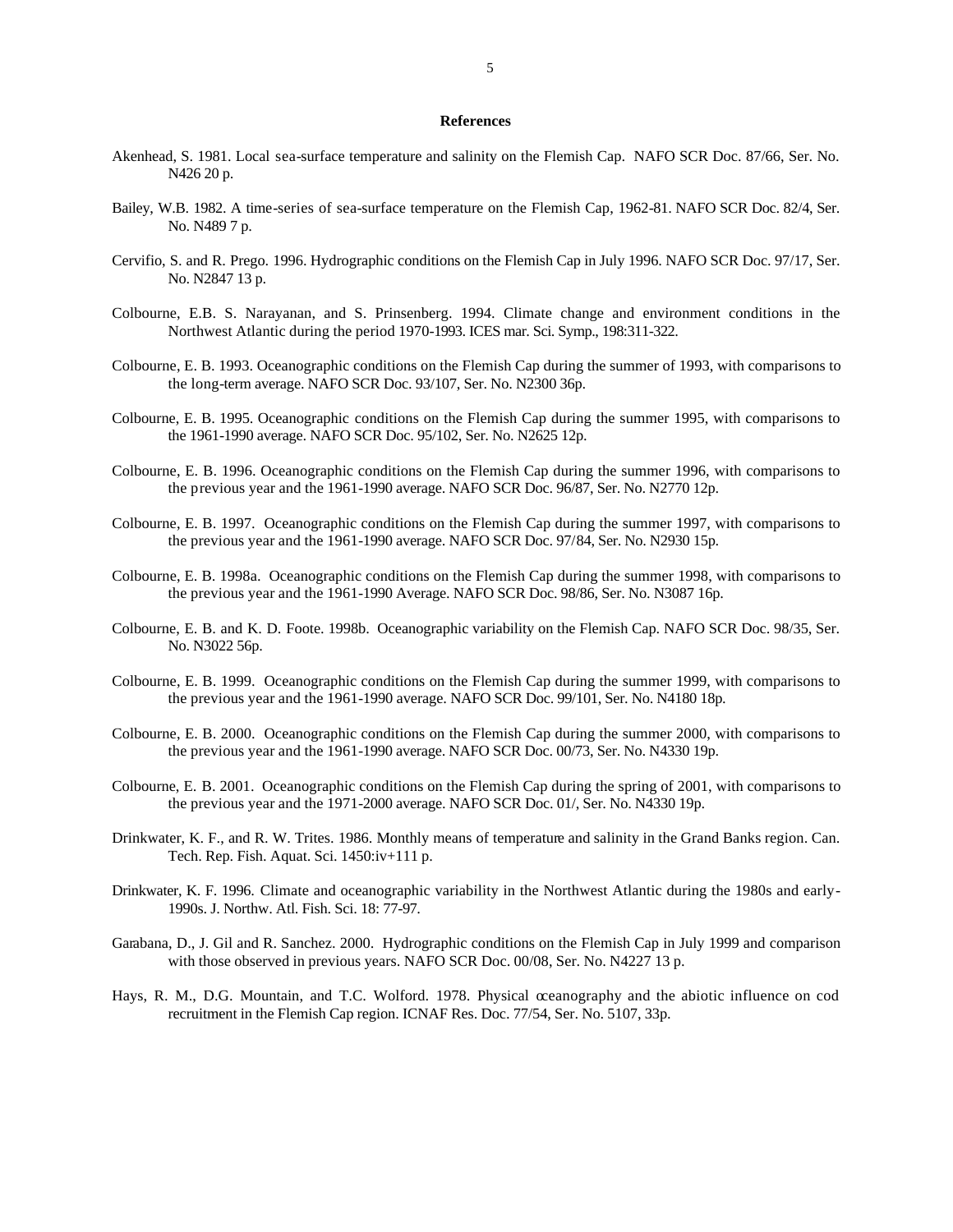## References

Akenhead, S. 1981. Local sea-surface temperature and salinity on the Flemish Cap. NAFO SCR Doc. 87/66, Ser. No. N426 20 p.

Bailey, W.B. 1982. A time-series of sea-surface temperature on the Flemish Cap, 1962-81. NAFO SCR Doc. 82/4, Ser. No. N489 7 p.

Cervifio, S. and R. Prego. 1996. Hydrographic conditions on the Flemish Cap in July 1996. NAFO SCR Doc. 97/17, Ser. No. N2847 13 p.

Colbourne, E.B. S. Narayanan, and S. Prinsenberg. 1994. Climate change and environment conditions in the Northwest Atlantic during the period 1970-1993. ICES mar. Sci. Symp., 198:311-322.

Colbourne, E. B. 1993. Oceanographic conditions on the Flemish Cap during the summer of 1993, with comparisons to the long-term average. NAFO SCR Doc. 93/107, Ser. No. N2300 36p.

Colbourne, E. B. 1995. Oceanographic conditions on the Flemish Cap during the summer 1995, with comparisons to the 1961-1990 average. NAFO SCR Doc. 95/102, Ser. No. N2625 12p.

Colbourne, E. B. 1996. Oceanographic conditions on the Flemish Cap during the summer 1996, with comparisons to the previous year and the 1961-1990 average. NAFO SCR Doc. 96/87, Ser. No. N2770 12p.

Colbourne, E. B. 1997. Oceanographic conditions on the Flemish Cap during the summer 1997, with comparisons to the previous year and the 1961-1990 average. NAFO SCR Doc. 97/84, Ser. No. N2930 15p.

Colbourne, E. B. 1998a. Oceanographic conditions on the Flemish Cap during the summer 1998, with comparisons to the previous year and the 1961-1990 Average. NAFO SCR Doc. 98/86, Ser. No. N3087 16p.

Colbourne, E. B. and K. D. Foote. 1998b. Oceanographic variability on the Flemish Cap. NAFO SCR Doc. 98/35, Ser. No. N3022 56p.

Colbourne, E. B. 1999. Oceanographic conditions on the Flemish Cap during the summer 1999, with comparisons to the previous year and the 1961-1990 average. NAFO SCR Doc. 99/101, Ser. No. N4180 18p.

Colbourne, E. B. 2000. Oceanographic conditions on the Flemish Cap during the summer 2000, with comparisons to the previous year and the 1961-1990 average. NAFO SCR Doc. 00/73, Ser. No. N4330 19p.

Colbourne, E. B. 2001. Oceanographic conditions on the Flemish Cap during the spring of 2001, with comparisons to the previous year and the 1971-2000 average. NAFO SCR Doc. 01/, Ser. No. N4330 19p.

Drinkwater, K. F., and R. W. Trites. 1986. Monthly means of temperature and salinity in the Grand Banks region. Can. Tech. Rep. Fish. Aquat. Sci. 1450:iv+111 p.

Drinkwater, K. F. 1996. Climate and oceanographic variability in the Northwest Atlantic during the 1980s and early-1990s. J. Northw. Atl. Fish. Sci. 18: 77-97.

Garabana, D., J. Gil and R. Sanchez. 2000. Hydrographic conditions on the Flemish Cap in July 1999 and comparison with those observed in previous years. NAFO SCR Doc. 00/08, Ser. No. N4227 13 p.

Hays, R. M., D.G. Mountain, and T.C. Wolford. 1978. Physical oceanography and the abiotic influence on cod recruitment in the Flemish Cap region. ICNAF Res. Doc. 77/54, Ser. No. 5107, 33p.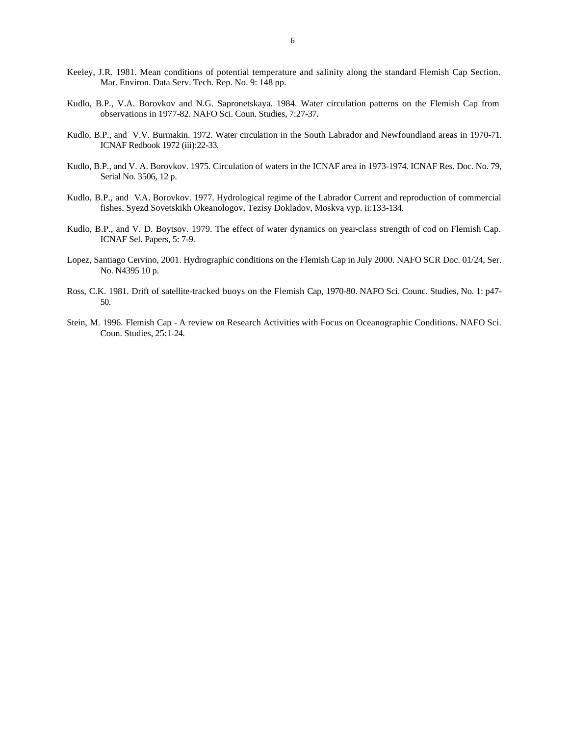Keeley, J.R. 1981. Mean conditions of potential temperature and salinity along the standard Flemish Cap Section. Mar. Environ. Data Serv. Tech. Rep. No. 9: 148 pp.

Kudlo, B.P., V.A. Borovkov and N.G. Sapronetskaya. 1984. Water circulation patterns on the Flemish Cap from observations in 1977-82. NAFO Sci. Coun. Studies, 7:27-37.

Kudlo, B.P., and V.V. Burmakin. 1972. Water circulation in the South Labrador and Newfoundland areas in 1970-71. ICNAF Redbook 1972 (iii):22-33.

Kudlo, B.P., and V. A. Borovkov. 1975. Circulation of waters in the ICNAF area in 1973-1974. ICNAF Res. Doc. No. 79, Serial No. 3506, 12 p.

Kudlo, B.P., and V.A. Borovkov. 1977. Hydrological regime of the Labrador Current and reproduction of commercial fishes. Syezd Sovetskikh Okeanologov, Tezisy Dokladov, Moskva vyp. ii:133-134.

Kudlo, B.P., and V. D. Boytsov. 1979. The effect of water dynamics on year-class strength of cod on Flemish Cap. ICNAF Sel. Papers, 5: 7-9.

Lopez, Santiago Cervino, 2001. Hydrographic conditions on the Flemish Cap in July 2000. NAFO SCR Doc. 01/24, Ser. No. N4395 10 p.

Ross, C.K. 1981. Drift of satellite-tracked buoys on the Flemish Cap, 1970-80. NAFO Sci. Counc. Studies, No. 1: p47-50.

Stein, M. 1996. Flemish Cap - A review on Research Activities with Focus on Oceanographic Conditions. NAFO Sci. Coun. Studies, 25:1-24.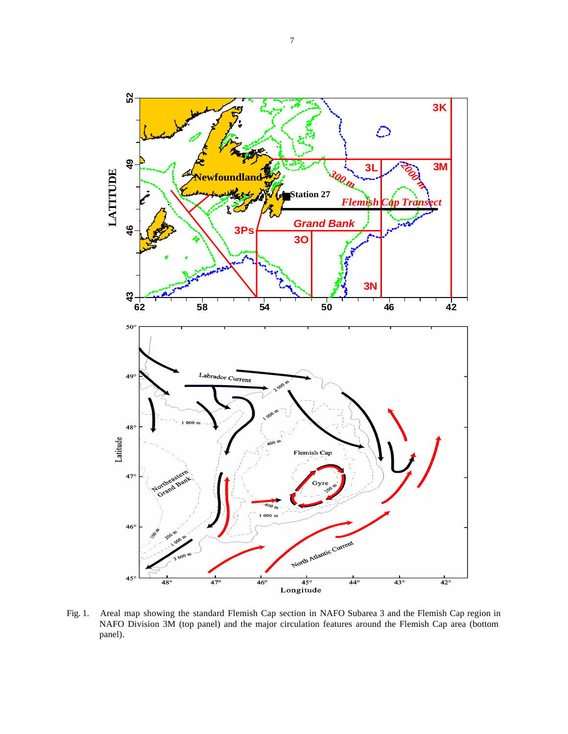Fig. 1. Areal map showing the standard Flemish Cap section in NAFO Subarea 3 and the Flemish Cap region in NAFO Division 3M (top panel) and the major circulation features around the Flemish Cap area (bottom panel).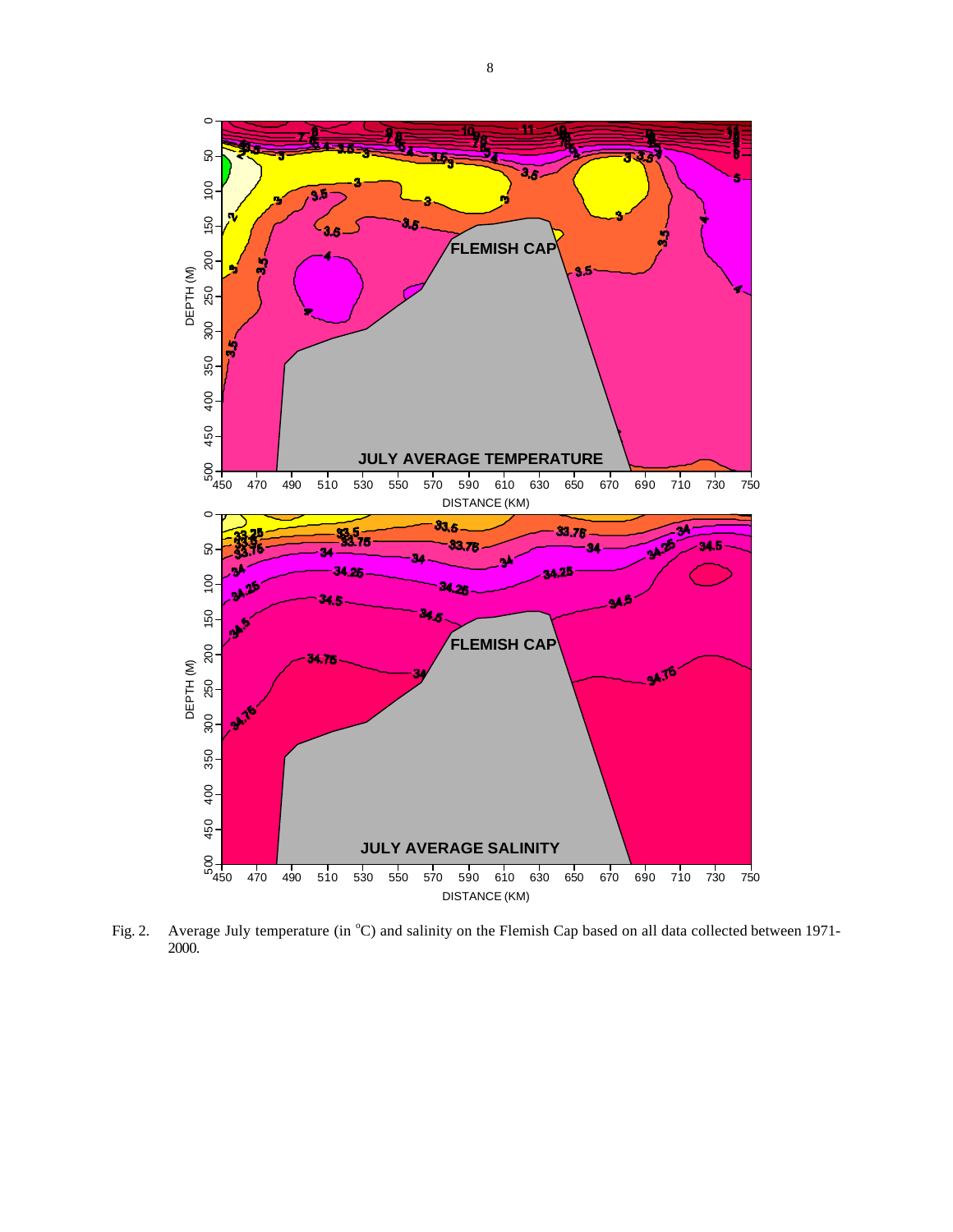Fig. 2. Average July temperature (in °C) and salinity on the Flemish Cap based on all data collected between 1971-2000.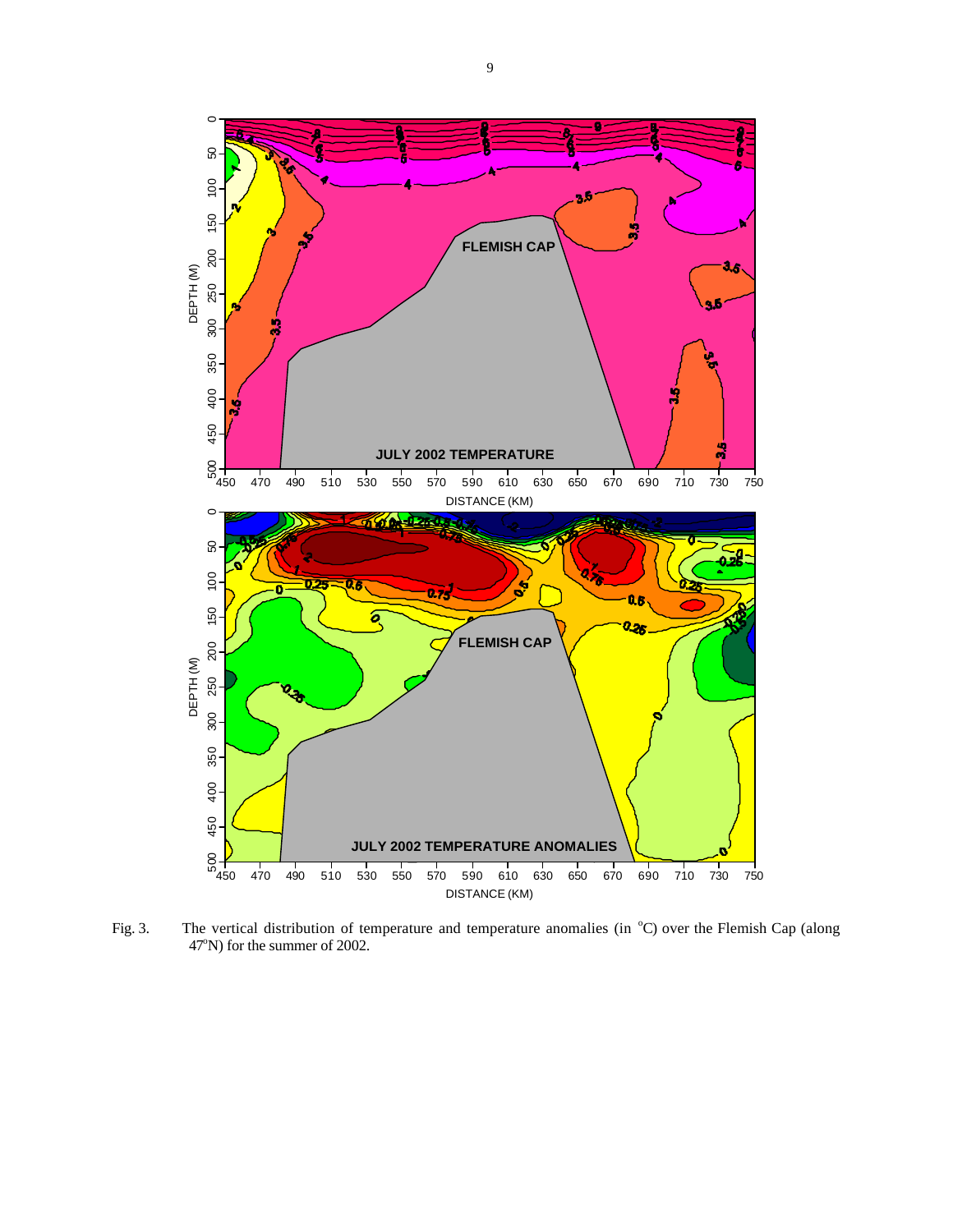Fig. 3. The vertical distribution of temperature and temperature anomalies (in °C) over the Flemish Cap (along 47°N) for the summer of 2002.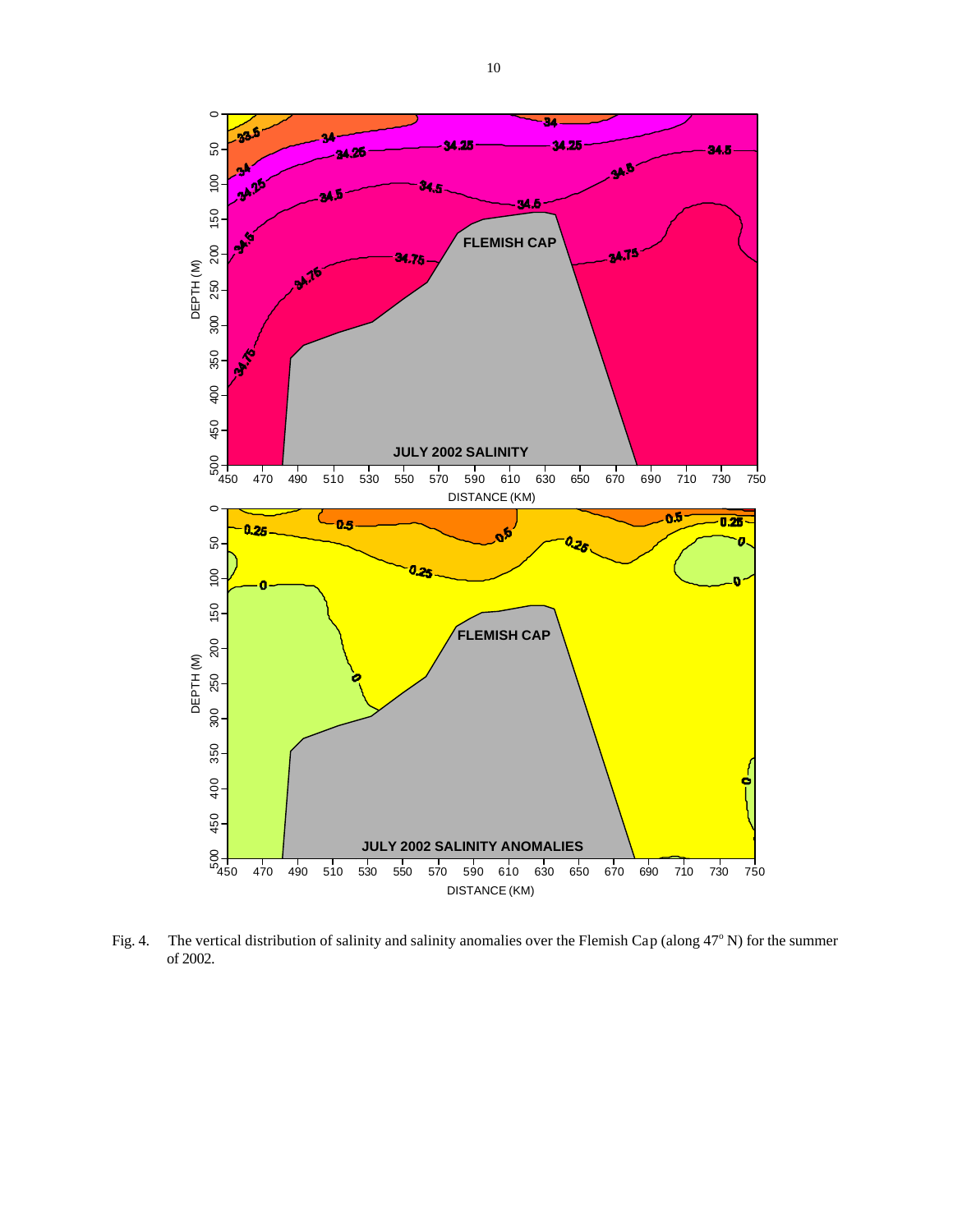Fig. 4. The vertical distribution of salinity and salinity anomalies over the Flemish Cap (along 47° N) for the summer of 2002.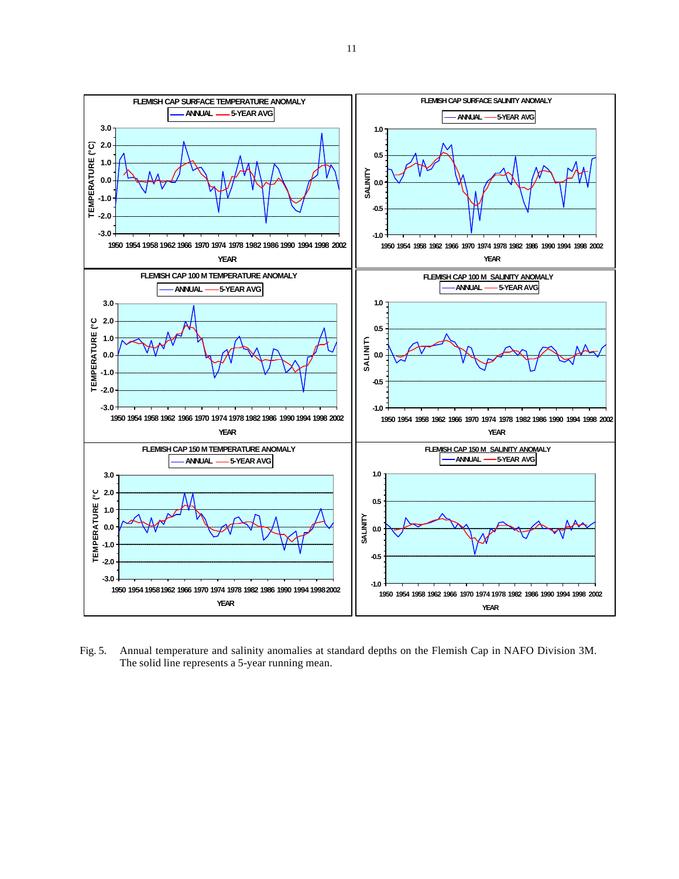Fig. 5. Annual temperature and salinity anomalies at standard depths on the Flemish Cap in NAFO Division 3M. The solid line represents a 5-year running mean.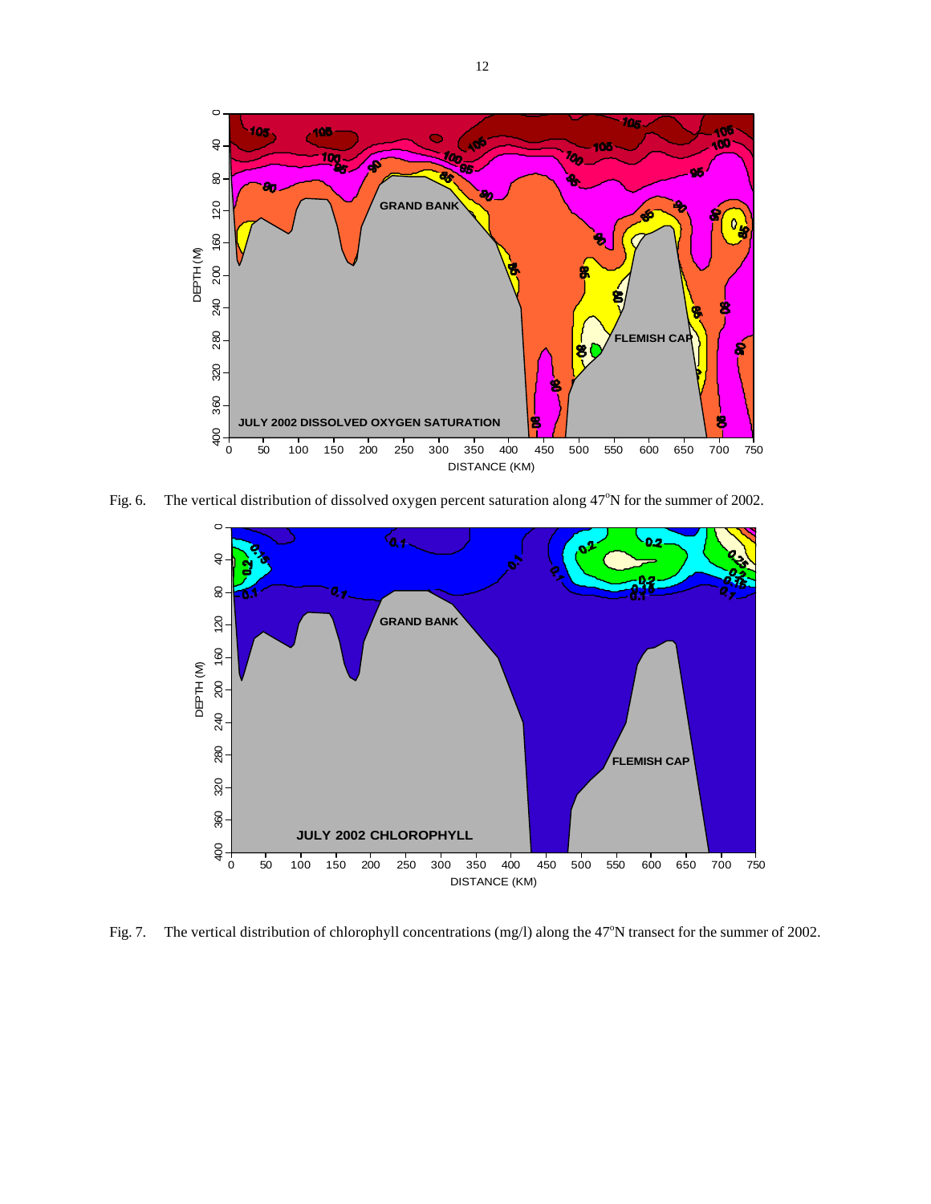Fig. 6. The vertical distribution of dissolved oxygen percent saturation along 47°N for the summer of 2002.

Fig. 7. The vertical distribution of chlorophyll concentrations (mg/l) along the 47°N transect for the summer of 2002.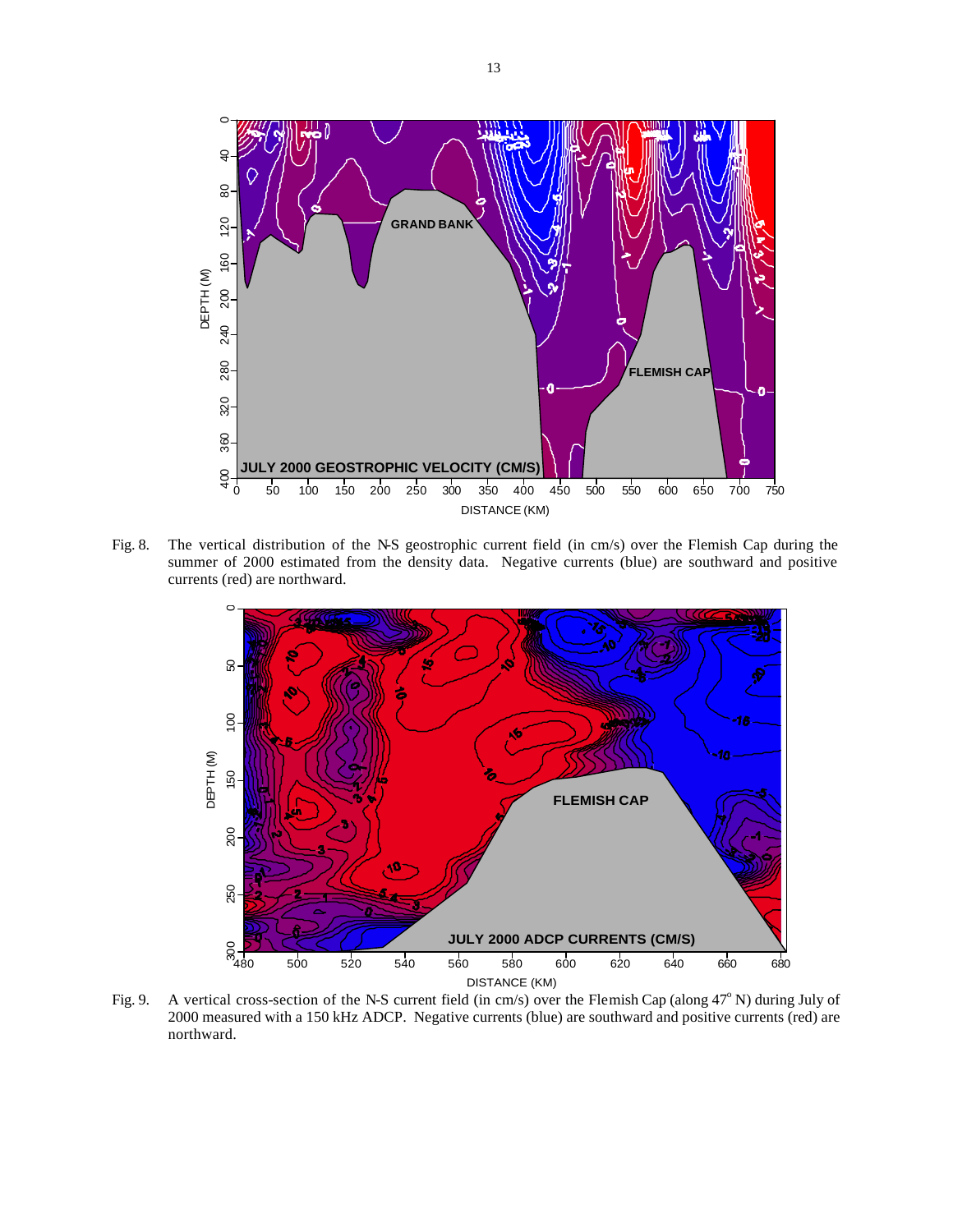Fig. 8. The vertical distribution of the N-S geostrophic current field (in cm/s) over the Flemish Cap during the summer of 2000 estimated from the density data. Negative currents (blue) are southward and positive currents (red) are northward.

Fig. 9. A vertical cross-section of the N-S current field (in cm/s) over the Flemish Cap (along 47° N) during July of 2000 measured with a 150 kHz ADCP. Negative currents (blue) are southward and positive currents (red) are northward.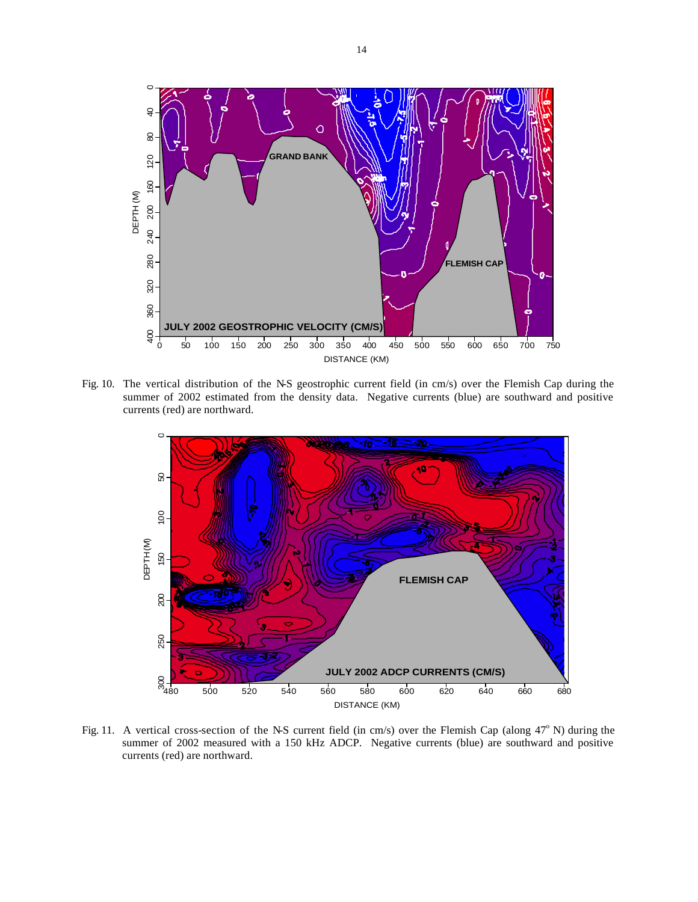JULY 2002 GEOSTROPHIC VELOCITY (CM/S)

GRAND BANK

FLEMISH CAP

DEPTH (M)

DISTANCE (KM)

Fig. 10. The vertical distribution of the N-S geostrophic current field (in cm/s) over the Flemish Cap during the summer of 2002 estimated from the density data. Negative currents (blue) are southward and positive currents (red) are northward.

JULY 2002 ADCP CURRENTS (CM/S)

FLEMISH CAP

DEPTH (M)

DISTANCE (KM)

Fig. 11. A vertical cross-section of the N-S current field (in cm/s) over the Flemish Cap (along 47° N) during the summer of 2002 measured with a 150 kHz ADCP. Negative currents (blue) are southward and positive currents (red) are northward.